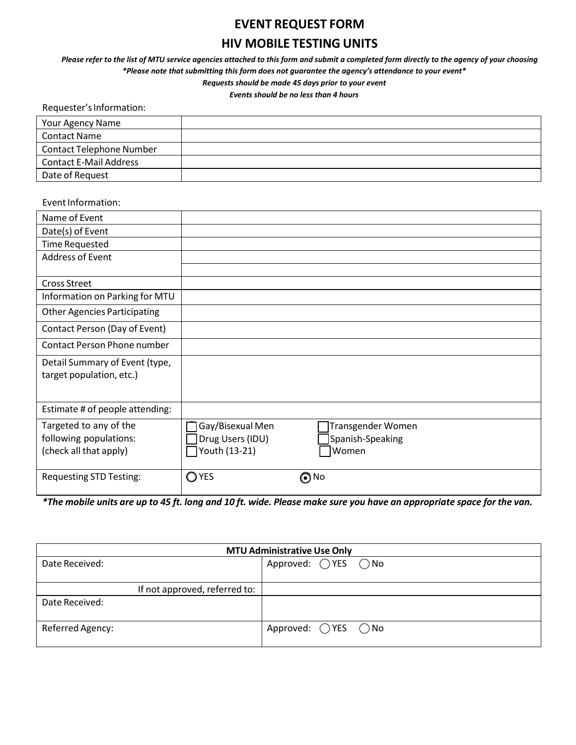# EVENT REQUEST FORM

## HIV MOBILE TESTING UNITS

***Please refer to the list of MTU service agencies attached to this form and submit a completed form directly to the agency of your choosing***

***\*Please note that submitting this form does not guarantee the agency's attendance to your event\****

***Requests should be made 45 days prior to your event***

***Events should be no less than 4 hours***

Requester's Information:

| | |
|---|---|
| Your Agency Name | |
| Contact Name | |
| Contact Telephone Number | |
| Contact E-Mail Address | |
| Date of Request | |

Event Information:

| | | |
|---|---|---|
| Name of Event | | |
| Date(s) of Event | | |
| Time Requested | | |
| Address of Event | | |
| | | |
| Cross Street | | |
| Information on Parking for MTU | | |
| Other Agencies Participating | | |
| Contact Person (Day of Event) | | |
| Contact Person Phone number | | |
| Detail Summary of Event (type, target population, etc.) | | |
| Estimate # of people attending: | | |
| Targeted to any of the following populations: (check all that apply) | ☐ Gay/Bisexual Men<br>☐ Drug Users (IDU)<br>☐ Youth (13-21) | ☐ Transgender Women<br>☐ Spanish-Speaking<br>☐ Women |
| Requesting STD Testing: | ◯ YES | ◉ No |

***\*The mobile units are up to 45 ft. long and 10 ft. wide. Please make sure you have an appropriate space for the van.***

| **MTU Administrative Use Only** | |
|---|---|
| Date Received: | Approved: ◯ YES ◯ No |
| If not approved, referred to: | |
| Date Received: | |
| Referred Agency: | Approved: ◯ YES ◯ No |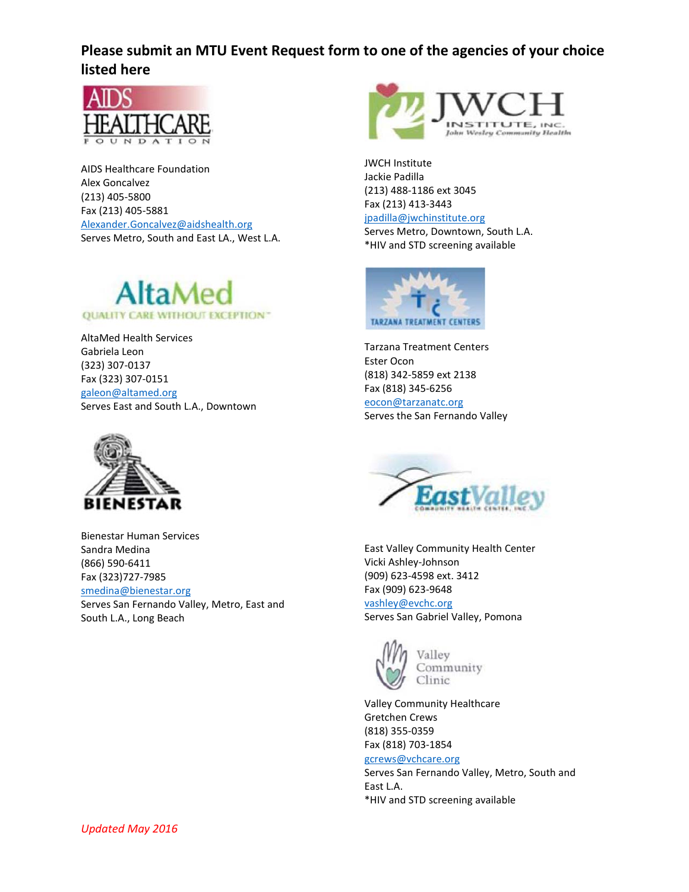**Please submit an MTU Event Request form to one of the agencies of your choice listed here**

AIDS Healthcare Foundation
Alex Goncalvez
(213) 405-5800
Fax (213) 405-5881
Alexander.Goncalvez@aidshealth.org
Serves Metro, South and East LA., West L.A.

AltaMed Health Services
Gabriela Leon
(323) 307-0137
Fax (323) 307-0151
galeon@altamed.org
Serves East and South L.A., Downtown

Bienestar Human Services
Sandra Medina
(866) 590-6411
Fax (323)727-7985
smedina@bienestar.org
Serves San Fernando Valley, Metro, East and South L.A., Long Beach

JWCH Institute
Jackie Padilla
(213) 488-1186 ext 3045
Fax (213) 413-3443
jpadilla@jwchinstitute.org
Serves Metro, Downtown, South L.A.
*HIV and STD screening available

Tarzana Treatment Centers
Ester Ocon
(818) 342-5859 ext 2138
Fax (818) 345-6256
eocon@tarzanatc.org
Serves the San Fernando Valley

East Valley Community Health Center
Vicki Ashley-Johnson
(909) 623-4598 ext. 3412
Fax (909) 623-9648
vashley@evchc.org
Serves San Gabriel Valley, Pomona

Valley Community Healthcare
Gretchen Crews
(818) 355-0359
Fax (818) 703-1854
gcrews@vchcare.org
Serves San Fernando Valley, Metro, South and East L.A.
*HIV and STD screening available

*Updated May 2016*